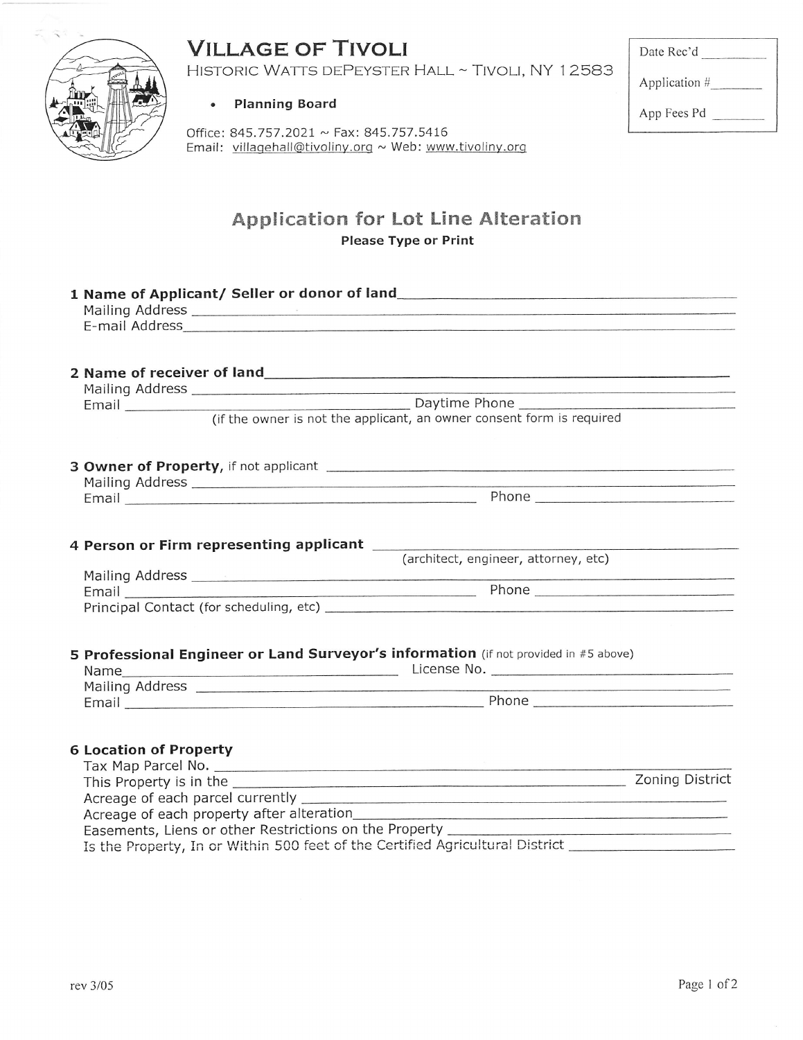# VILLAGE OF TIVOLI

HISTORIC WATTS DEPEYSTER HALL ~ TIVOLI, NY 12583

- **Planning Board**

Office: 845.757.2021 ~ Fax: 845.757.5416
Email: villagehall@tivoliny.org ~ Web: www.tivoliny.org

Date Rec'd ________

Application # ________

App Fees Pd ________

## Application for Lot Line Alteration

**Please Type or Print**

**1 Name of Applicant/ Seller or donor of land** ______________________________
Mailing Address ______________________________
E-mail Address ______________________________

**2 Name of receiver of land** ______________________________
Mailing Address ______________________________
Email ______________________________ Daytime Phone ______________________________
(if the owner is not the applicant, an owner consent form is required

**3 Owner of Property,** if not applicant ______________________________
Mailing Address ______________________________
Email ______________________________ Phone ______________________________

**4 Person or Firm representing applicant** ______________________________
(architect, engineer, attorney, etc)
Mailing Address ______________________________
Email ______________________________ Phone ______________________________
Principal Contact (for scheduling, etc) ______________________________

**5 Professional Engineer or Land Surveyor's information** (if not provided in #5 above)
Name ______________________________ License No. ______________________________
Mailing Address ______________________________
Email ______________________________ Phone ______________________________

**6 Location of Property**
Tax Map Parcel No. ______________________________
This Property is in the ______________________________ Zoning District
Acreage of each parcel currently ______________________________
Acreage of each property after alteration ______________________________
Easements, Liens or other Restrictions on the Property ______________________________
Is the Property, In or Within 500 feet of the Certified Agricultural District ______________________________

rev 3/05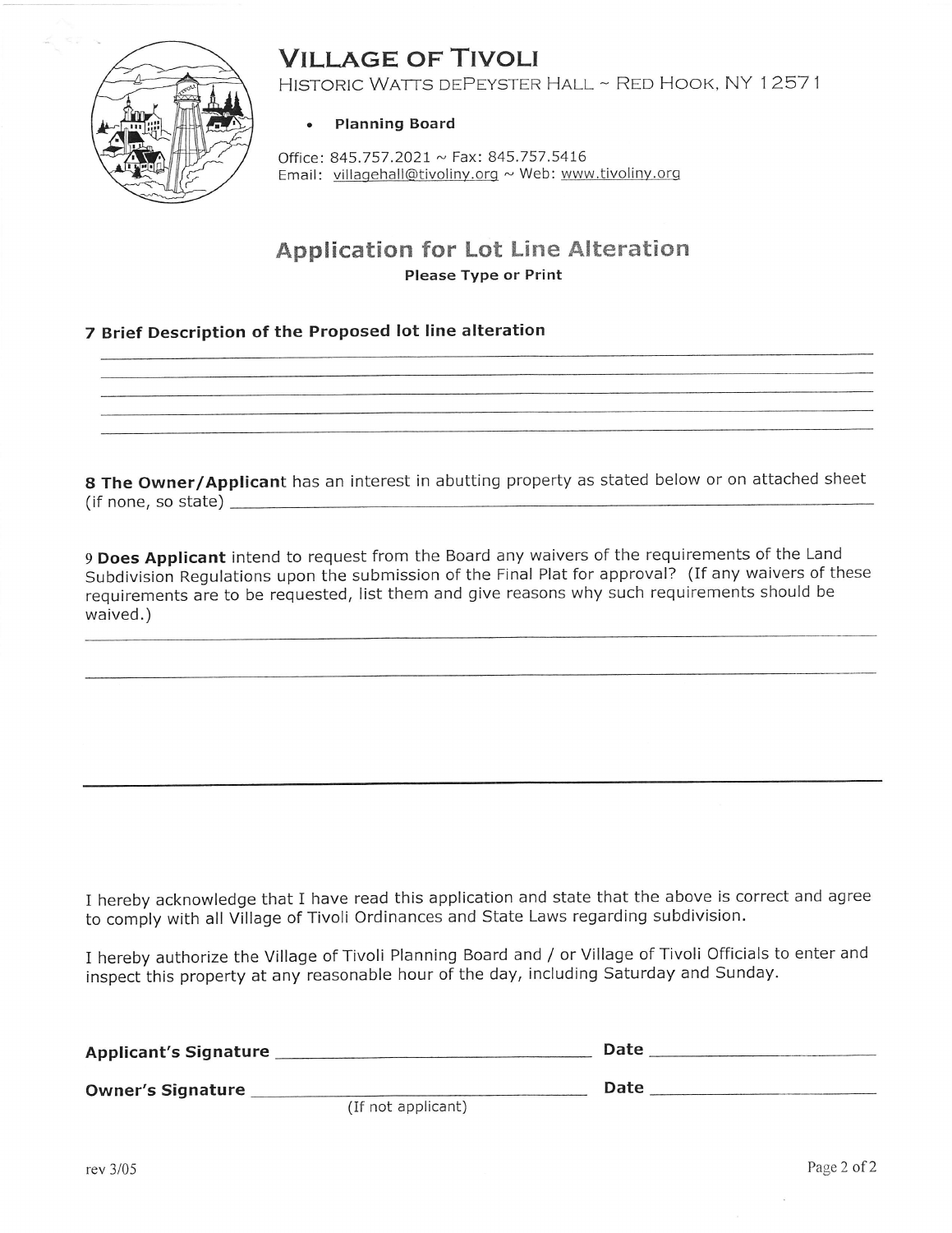# VILLAGE OF TIVOLI

HISTORIC WATTS DEPEYSTER HALL ~ RED HOOK, NY 12571

- **Planning Board**

Office: 845.757.2021 ~ Fax: 845.757.5416
Email: villagehall@tivoliny.org ~ Web: www.tivoliny.org

## Application for Lot Line Alteration

**Please Type or Print**

**7 Brief Description of the Proposed lot line alteration**

______________________________________________________________________________
______________________________________________________________________________
______________________________________________________________________________
______________________________________________________________________________
______________________________________________________________________________

**8 The Owner/Applicant** has an interest in abutting property as stated below or on attached sheet (if none, so state) ______________________________________________________________

9 **Does Applicant** intend to request from the Board any waivers of the requirements of the Land Subdivision Regulations upon the submission of the Final Plat for approval? (If any waivers of these requirements are to be requested, list them and give reasons why such requirements should be waived.)

______________________________________________________________________________
______________________________________________________________________________

I hereby acknowledge that I have read this application and state that the above is correct and agree to comply with all Village of Tivoli Ordinances and State Laws regarding subdivision.

I hereby authorize the Village of Tivoli Planning Board and / or Village of Tivoli Officials to enter and inspect this property at any reasonable hour of the day, including Saturday and Sunday.

**Applicant's Signature** ______________________________ **Date** ____________________

**Owner's Signature** ______________________________ **Date** ____________________
(If not applicant)

rev 3/05